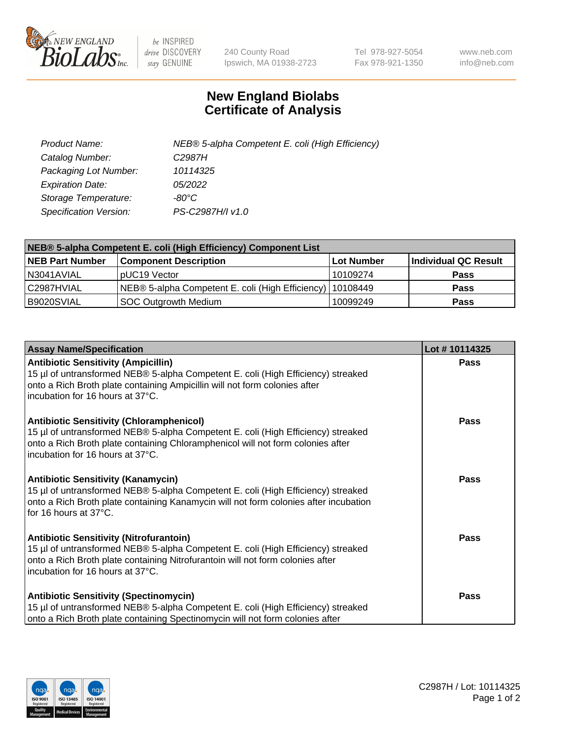# New England Biolabs Certificate of Analysis

| | |
|---|---|
| *Product Name:* | *NEB® 5-alpha Competent E. coli (High Efficiency)* |
| *Catalog Number:* | *C2987H* |
| *Packaging Lot Number:* | *10114325* |
| *Expiration Date:* | *05/2022* |
| *Storage Temperature:* | *-80°C* |
| *Specification Version:* | *PS-C2987H/I v1.0* |

| NEB® 5-alpha Competent E. coli (High Efficiency) Component List | | | |
|---|---|---|---|
| **NEB Part Number** | **Component Description** | **Lot Number** | **Individual QC Result** |
| N3041AVIAL | pUC19 Vector | 10109274 | **Pass** |
| C2987HVIAL | NEB® 5-alpha Competent E. coli (High Efficiency) | 10108449 | **Pass** |
| B9020SVIAL | SOC Outgrowth Medium | 10099249 | **Pass** |

| Assay Name/Specification | Lot # 10114325 |
|---|---|
| **Antibiotic Sensitivity (Ampicillin)**<br>15 µl of untransformed NEB® 5-alpha Competent E. coli (High Efficiency) streaked onto a Rich Broth plate containing Ampicillin will not form colonies after incubation for 16 hours at 37°C. | **Pass** |
| **Antibiotic Sensitivity (Chloramphenicol)**<br>15 µl of untransformed NEB® 5-alpha Competent E. coli (High Efficiency) streaked onto a Rich Broth plate containing Chloramphenicol will not form colonies after incubation for 16 hours at 37°C. | **Pass** |
| **Antibiotic Sensitivity (Kanamycin)**<br>15 µl of untransformed NEB® 5-alpha Competent E. coli (High Efficiency) streaked onto a Rich Broth plate containing Kanamycin will not form colonies after incubation for 16 hours at 37°C. | **Pass** |
| **Antibiotic Sensitivity (Nitrofurantoin)**<br>15 µl of untransformed NEB® 5-alpha Competent E. coli (High Efficiency) streaked onto a Rich Broth plate containing Nitrofurantoin will not form colonies after incubation for 16 hours at 37°C. | **Pass** |
| **Antibiotic Sensitivity (Spectinomycin)**<br>15 µl of untransformed NEB® 5-alpha Competent E. coli (High Efficiency) streaked onto a Rich Broth plate containing Spectinomycin will not form colonies after | **Pass** |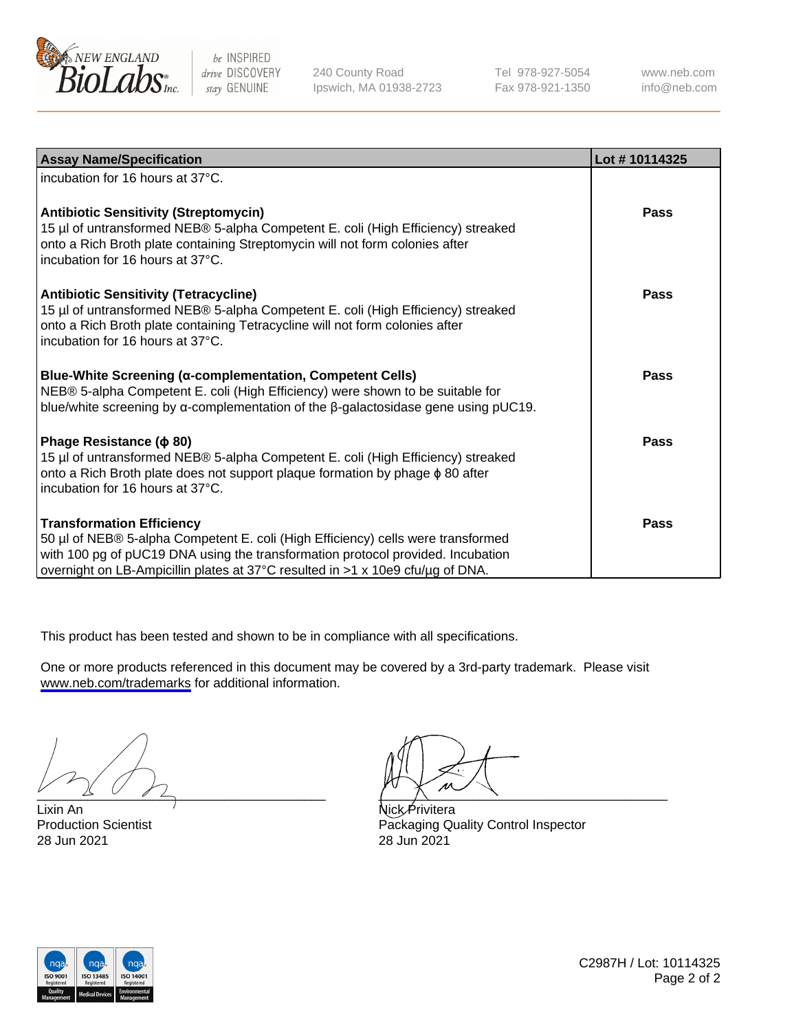| Assay Name/Specification | Lot # 10114325 |
|---|---|
| incubation for 16 hours at 37°C. | |
| **Antibiotic Sensitivity (Streptomycin)**<br>15 µl of untransformed NEB® 5-alpha Competent E. coli (High Efficiency) streaked onto a Rich Broth plate containing Streptomycin will not form colonies after incubation for 16 hours at 37°C. | **Pass** |
| **Antibiotic Sensitivity (Tetracycline)**<br>15 µl of untransformed NEB® 5-alpha Competent E. coli (High Efficiency) streaked onto a Rich Broth plate containing Tetracycline will not form colonies after incubation for 16 hours at 37°C. | **Pass** |
| **Blue-White Screening (α-complementation, Competent Cells)**<br>NEB® 5-alpha Competent E. coli (High Efficiency) were shown to be suitable for blue/white screening by α-complementation of the β-galactosidase gene using pUC19. | **Pass** |
| **Phage Resistance (ϕ 80)**<br>15 µl of untransformed NEB® 5-alpha Competent E. coli (High Efficiency) streaked onto a Rich Broth plate does not support plaque formation by phage ϕ 80 after incubation for 16 hours at 37°C. | **Pass** |
| **Transformation Efficiency**<br>50 µl of NEB® 5-alpha Competent E. coli (High Efficiency) cells were transformed with 100 pg of pUC19 DNA using the transformation protocol provided. Incubation overnight on LB-Ampicillin plates at 37°C resulted in >1 x 10e9 cfu/µg of DNA. | **Pass** |

This product has been tested and shown to be in compliance with all specifications.

One or more products referenced in this document may be covered by a 3rd-party trademark. Please visit www.neb.com/trademarks for additional information.

Lixin An
Production Scientist
28 Jun 2021

Nick Privitera
Packaging Quality Control Inspector
28 Jun 2021

C2987H / Lot: 10114325